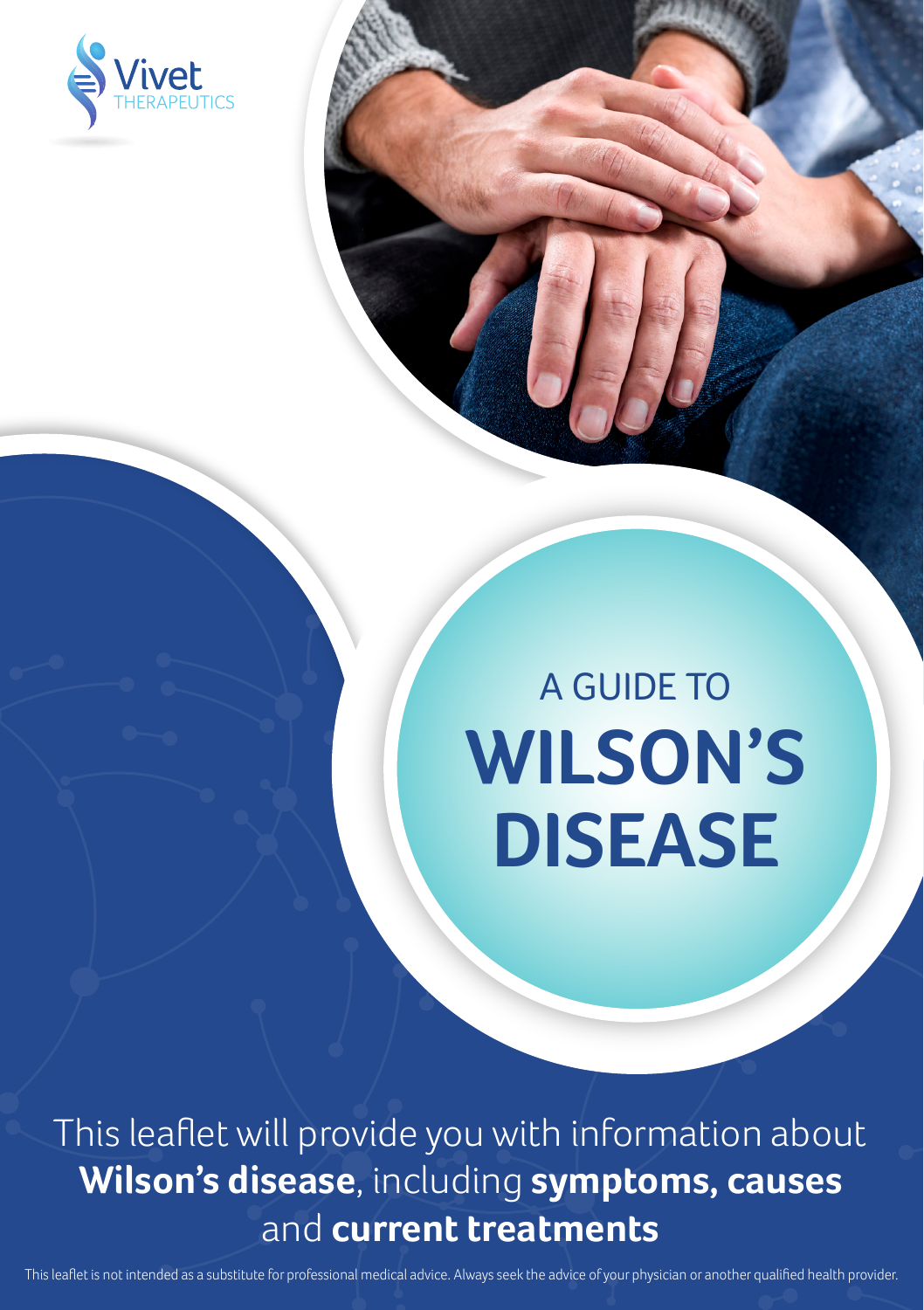Vivet THERAPEUTICS

# A GUIDE TO WILSON'S DISEASE

This leaflet will provide you with information about **Wilson's disease**, including **symptoms, causes** and **current treatments**

This leaflet is not intended as a substitute for professional medical advice. Always seek the advice of your physician or another qualified health provider.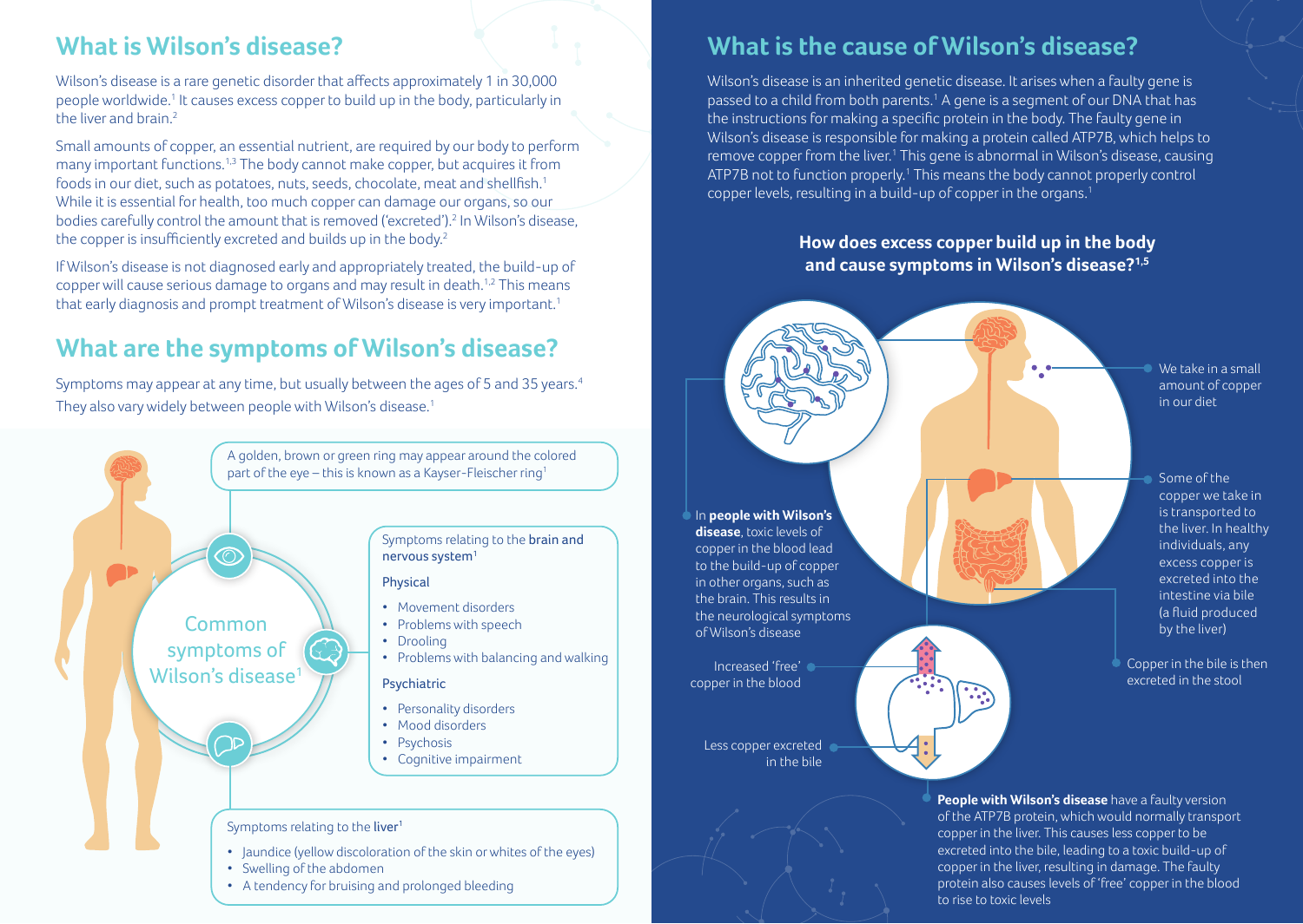## What is Wilson's disease?

Wilson's disease is a rare genetic disorder that affects approximately 1 in 30,000 people worldwide.[1] It causes excess copper to build up in the body, particularly in the liver and brain.[2]

Small amounts of copper, an essential nutrient, are required by our body to perform many important functions.[1,3] The body cannot make copper, but acquires it from foods in our diet, such as potatoes, nuts, seeds, chocolate, meat and shellfish.[1] While it is essential for health, too much copper can damage our organs, so our bodies carefully control the amount that is removed ('excreted').[2] In Wilson's disease, the copper is insufficiently excreted and builds up in the body.[2]

If Wilson's disease is not diagnosed early and appropriately treated, the build-up of copper will cause serious damage to organs and may result in death.[1,2] This means that early diagnosis and prompt treatment of Wilson's disease is very important.[1]

## What are the symptoms of Wilson's disease?

Symptoms may appear at any time, but usually between the ages of 5 and 35 years.[4] They also vary widely between people with Wilson's disease.[1]

**Common symptoms of Wilson's disease[1]**

A golden, brown or green ring may appear around the colored part of the eye – this is known as a Kayser-Fleischer ring[1]

Symptoms relating to the **brain and nervous system**[1]

Physical

- Movement disorders
- Problems with speech
- Drooling
- Problems with balancing and walking

Psychiatric

- Personality disorders
- Mood disorders
- Psychosis
- Cognitive impairment

Symptoms relating to the **liver**[1]

- Jaundice (yellow discoloration of the skin or whites of the eyes)
- Swelling of the abdomen
- A tendency for bruising and prolonged bleeding

## What is the cause of Wilson's disease?

Wilson's disease is an inherited genetic disease. It arises when a faulty gene is passed to a child from both parents.[1] A gene is a segment of our DNA that has the instructions for making a specific protein in the body. The faulty gene in Wilson's disease is responsible for making a protein called ATP7B, which helps to remove copper from the liver.[1] This gene is abnormal in Wilson's disease, causing ATP7B not to function properly.[1] This means the body cannot properly control copper levels, resulting in a build-up of copper in the organs.[1]

### How does excess copper build up in the body and cause symptoms in Wilson's disease?[1,5]

We take in a small amount of copper in our diet

Some of the copper we take in is transported to the liver. In healthy individuals, any excess copper is excreted into the intestine via bile (a fluid produced by the liver)

Copper in the bile is then excreted in the stool

In **people with Wilson's disease**, toxic levels of copper in the blood lead to the build-up of copper in other organs, such as the brain. This results in the neurological symptoms of Wilson's disease

Increased 'free' copper in the blood

Less copper excreted in the bile

**People with Wilson's disease** have a faulty version of the ATP7B protein, which would normally transport copper in the liver. This causes less copper to be excreted into the bile, leading to a toxic build-up of copper in the liver, resulting in damage. The faulty protein also causes levels of 'free' copper in the blood to rise to toxic levels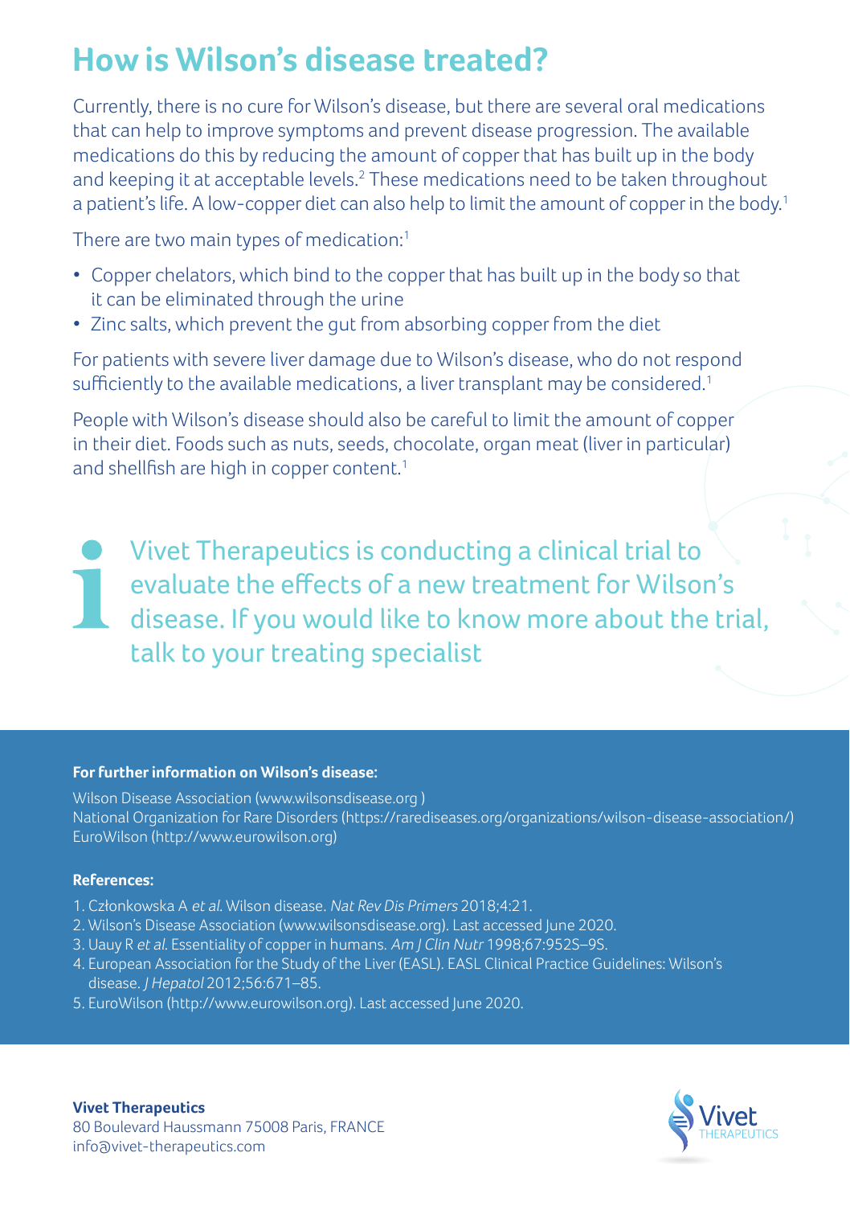# How is Wilson's disease treated?

Currently, there is no cure for Wilson's disease, but there are several oral medications that can help to improve symptoms and prevent disease progression. The available medications do this by reducing the amount of copper that has built up in the body and keeping it at acceptable levels.[2] These medications need to be taken throughout a patient's life. A low-copper diet can also help to limit the amount of copper in the body.[1]

There are two main types of medication:[1]

- Copper chelators, which bind to the copper that has built up in the body so that it can be eliminated through the urine
- Zinc salts, which prevent the gut from absorbing copper from the diet

For patients with severe liver damage due to Wilson's disease, who do not respond sufficiently to the available medications, a liver transplant may be considered.[1]

People with Wilson's disease should also be careful to limit the amount of copper in their diet. Foods such as nuts, seeds, chocolate, organ meat (liver in particular) and shellfish are high in copper content.[1]

Vivet Therapeutics is conducting a clinical trial to evaluate the effects of a new treatment for Wilson's disease. If you would like to know more about the trial, talk to your treating specialist

**For further information on Wilson's disease:**

Wilson Disease Association (www.wilsonsdisease.org )
National Organization for Rare Disorders (https://rarediseases.org/organizations/wilson-disease-association/)
EuroWilson (http://www.eurowilson.org)

**References:**

1. Członkowska A *et al.* Wilson disease. *Nat Rev Dis Primers* 2018;4:21.
2. Wilson's Disease Association (www.wilsonsdisease.org). Last accessed June 2020.
3. Uauy R *et al.* Essentiality of copper in humans. *Am J Clin Nutr* 1998;67:952S–9S.
4. European Association for the Study of the Liver (EASL). EASL Clinical Practice Guidelines: Wilson's disease. *J Hepatol* 2012;56:671–85.
5. EuroWilson (http://www.eurowilson.org). Last accessed June 2020.

**Vivet Therapeutics**
80 Boulevard Haussmann 75008 Paris, FRANCE
info@vivet-therapeutics.com

Vivet THERAPEUTICS